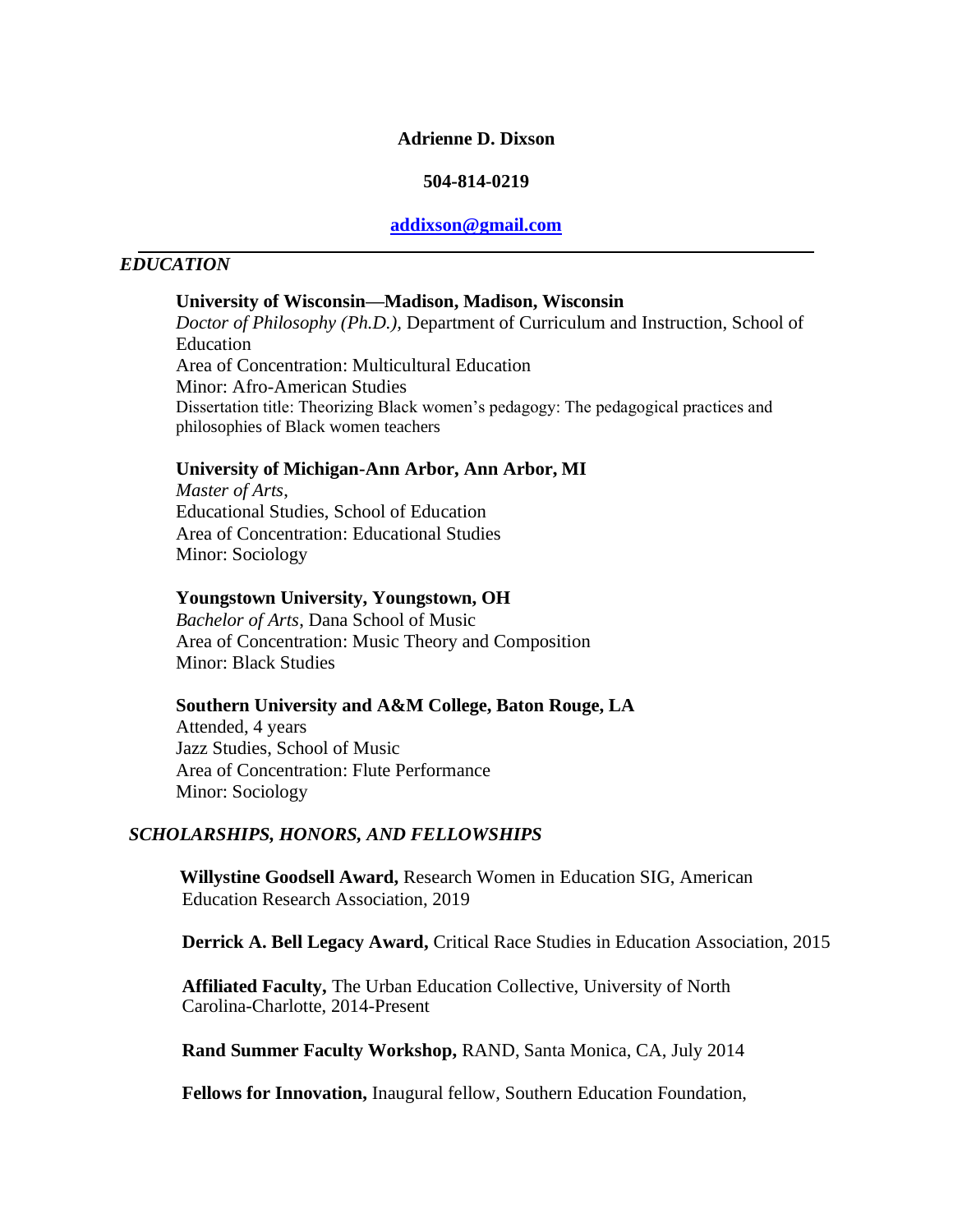**Adrienne D. Dixson**

**504-814-0219**

**[addixson@gmail.com](mailto:addixson@gmail.com)**

---

## *EDUCATION*

**University of Wisconsin—Madison, Madison, Wisconsin**
*Doctor of Philosophy (Ph.D.),* Department of Curriculum and Instruction, School of Education
Area of Concentration: Multicultural Education
Minor: Afro-American Studies
Dissertation title: Theorizing Black women's pedagogy: The pedagogical practices and philosophies of Black women teachers

**University of Michigan-Ann Arbor, Ann Arbor, MI**
*Master of Arts*,
Educational Studies, School of Education
Area of Concentration: Educational Studies
Minor: Sociology

**Youngstown University, Youngstown, OH**
*Bachelor of Arts*, Dana School of Music
Area of Concentration: Music Theory and Composition
Minor: Black Studies

**Southern University and A&M College, Baton Rouge, LA**
Attended, 4 years
Jazz Studies, School of Music
Area of Concentration: Flute Performance
Minor: Sociology

## *SCHOLARSHIPS, HONORS, AND FELLOWSHIPS*

**Willystine Goodsell Award,** Research Women in Education SIG, American Education Research Association, 2019

**Derrick A. Bell Legacy Award,** Critical Race Studies in Education Association, 2015

**Affiliated Faculty,** The Urban Education Collective, University of North Carolina-Charlotte, 2014-Present

**Rand Summer Faculty Workshop,** RAND, Santa Monica, CA, July 2014

**Fellows for Innovation,** Inaugural fellow, Southern Education Foundation,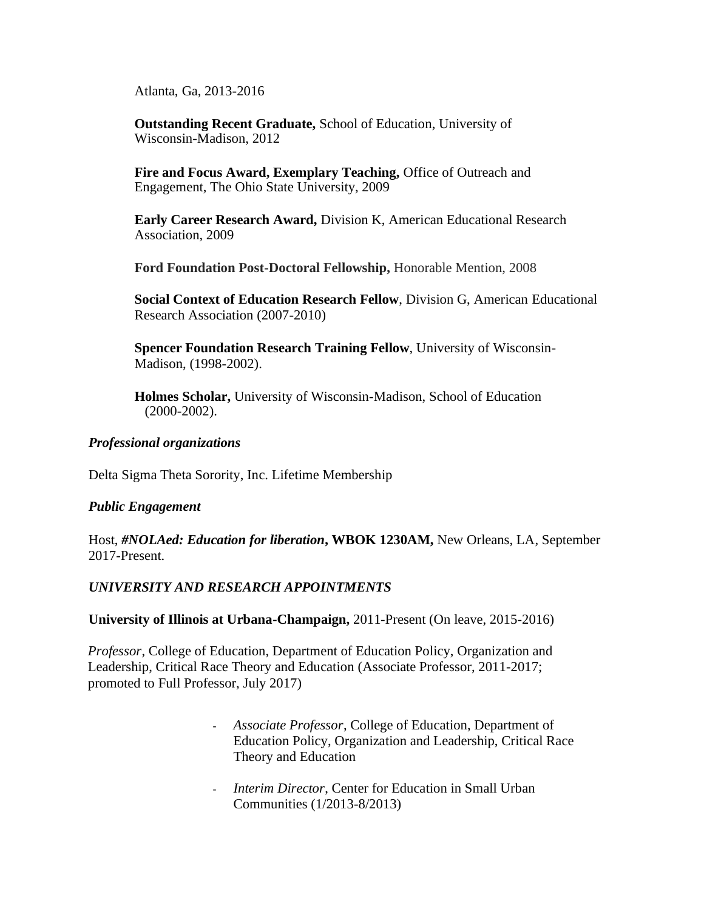Atlanta, Ga, 2013-2016

**Outstanding Recent Graduate,** School of Education, University of Wisconsin-Madison, 2012

**Fire and Focus Award, Exemplary Teaching,** Office of Outreach and Engagement, The Ohio State University, 2009

**Early Career Research Award,** Division K, American Educational Research Association, 2009

**Ford Foundation Post-Doctoral Fellowship,** Honorable Mention, 2008

**Social Context of Education Research Fellow**, Division G, American Educational Research Association (2007-2010)

**Spencer Foundation Research Training Fellow**, University of Wisconsin-Madison, (1998-2002).

**Holmes Scholar,** University of Wisconsin-Madison, School of Education (2000-2002).

### *Professional organizations*

Delta Sigma Theta Sorority, Inc. Lifetime Membership

### *Public Engagement*

Host, ***#NOLAed: Education for liberation*, WBOK 1230AM,** New Orleans, LA, September 2017-Present.

## *UNIVERSITY AND RESEARCH APPOINTMENTS*

**University of Illinois at Urbana-Champaign,** 2011-Present (On leave, 2015-2016)

*Professor*, College of Education, Department of Education Policy, Organization and Leadership, Critical Race Theory and Education (Associate Professor, 2011-2017; promoted to Full Professor, July 2017)

- *Associate Professor*, College of Education, Department of Education Policy, Organization and Leadership, Critical Race Theory and Education
- *Interim Director*, Center for Education in Small Urban Communities (1/2013-8/2013)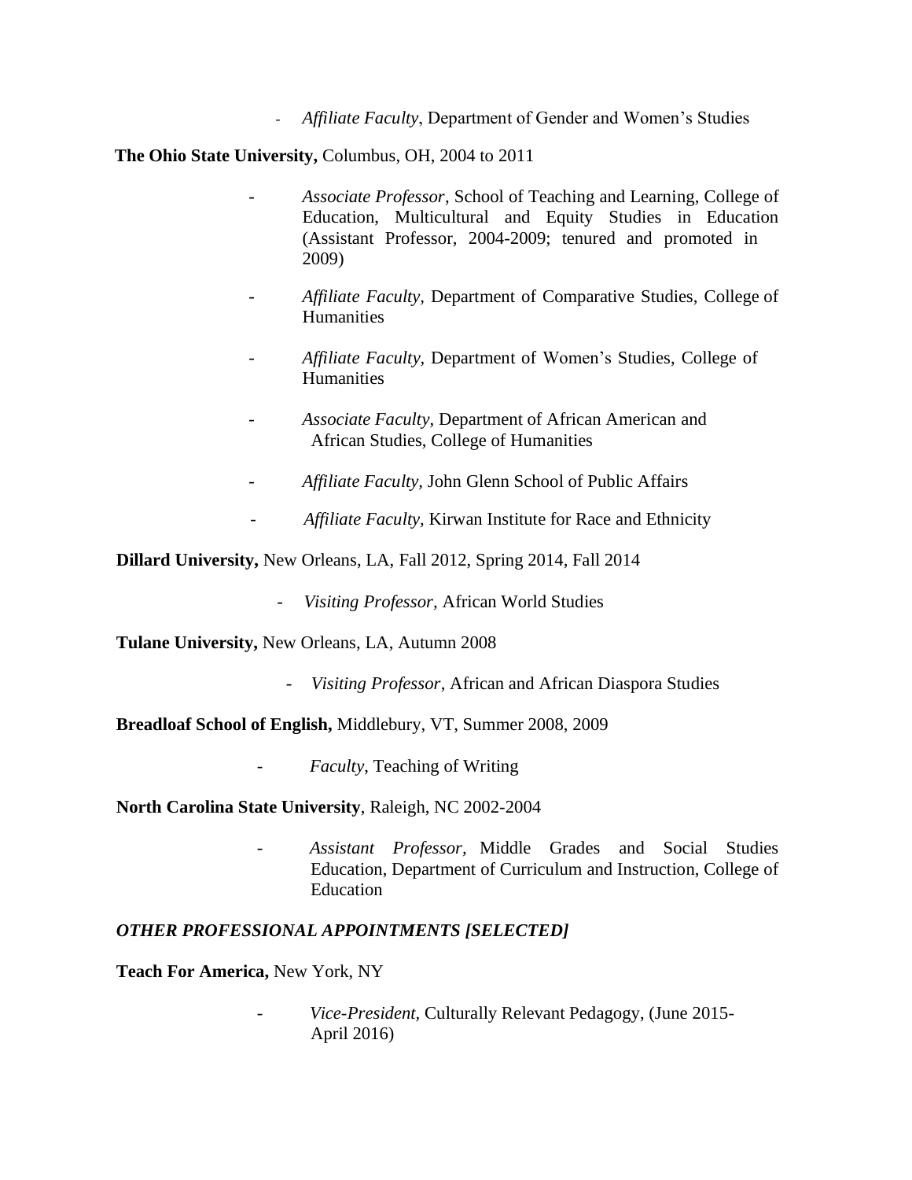- *Affiliate Faculty*, Department of Gender and Women's Studies

**The Ohio State University,** Columbus, OH, 2004 to 2011

- *Associate Professor*, School of Teaching and Learning, College of Education, Multicultural and Equity Studies in Education (Assistant Professor, 2004-2009; tenured and promoted in 2009)
- *Affiliate Faculty,* Department of Comparative Studies, College of Humanities
- *Affiliate Faculty,* Department of Women's Studies, College of Humanities
- *Associate Faculty*, Department of African American and African Studies, College of Humanities
- *Affiliate Faculty,* John Glenn School of Public Affairs
- *Affiliate Faculty,* Kirwan Institute for Race and Ethnicity

**Dillard University,** New Orleans, LA, Fall 2012, Spring 2014, Fall 2014

- *Visiting Professor,* African World Studies

**Tulane University,** New Orleans, LA, Autumn 2008

- *Visiting Professor*, African and African Diaspora Studies

**Breadloaf School of English,** Middlebury, VT, Summer 2008, 2009

- *Faculty*, Teaching of Writing

**North Carolina State University**, Raleigh, NC 2002-2004

- *Assistant Professor,* Middle Grades and Social Studies Education, Department of Curriculum and Instruction, College of Education

### *OTHER PROFESSIONAL APPOINTMENTS [SELECTED]*

**Teach For America,** New York, NY

- *Vice-President,* Culturally Relevant Pedagogy, (June 2015-April 2016)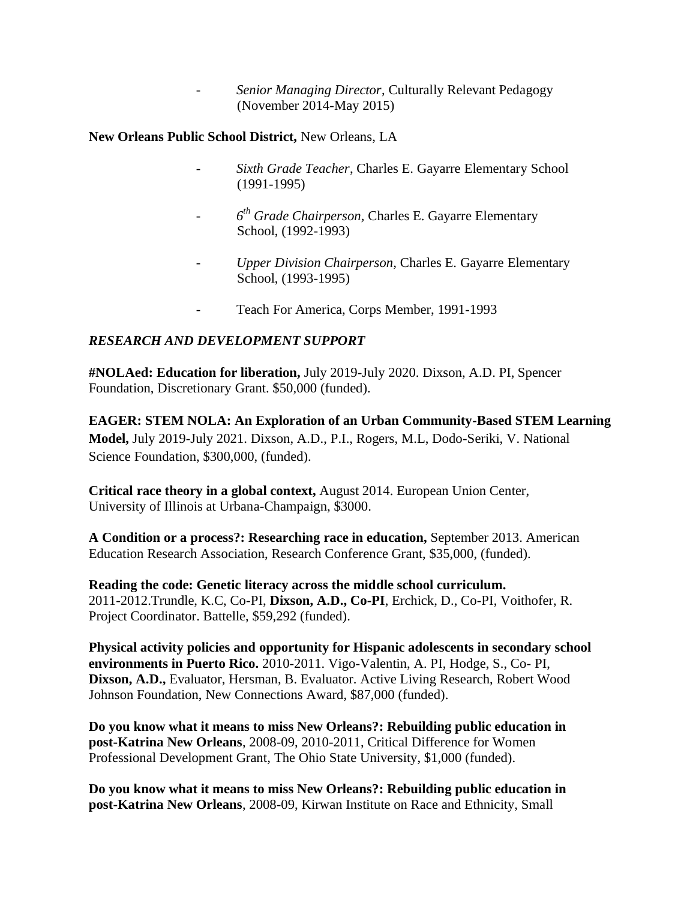- *Senior Managing Director*, Culturally Relevant Pedagogy (November 2014-May 2015)

**New Orleans Public School District,** New Orleans, LA

- *Sixth Grade Teacher*, Charles E. Gayarre Elementary School (1991-1995)
- *6th Grade Chairperson,* Charles E. Gayarre Elementary School, (1992-1993)
- *Upper Division Chairperson,* Charles E. Gayarre Elementary School, (1993-1995)
- Teach For America, Corps Member, 1991-1993

### *RESEARCH AND DEVELOPMENT SUPPORT*

**#NOLAed: Education for liberation,** July 2019-July 2020. Dixson, A.D. PI, Spencer Foundation, Discretionary Grant. $50,000 (funded).

**EAGER: STEM NOLA: An Exploration of an Urban Community-Based STEM Learning Model,** July 2019-July 2021. Dixson, A.D., P.I., Rogers, M.L, Dodo-Seriki, V. National Science Foundation, $300,000, (funded).

**Critical race theory in a global context,** August 2014. European Union Center, University of Illinois at Urbana-Champaign, $3000.

**A Condition or a process?: Researching race in education,** September 2013. American Education Research Association, Research Conference Grant, $35,000, (funded).

**Reading the code: Genetic literacy across the middle school curriculum.** 2011-2012.Trundle, K.C, Co-PI, **Dixson, A.D., Co-PI**, Erchick, D., Co-PI, Voithofer, R. Project Coordinator. Battelle, $59,292 (funded).

**Physical activity policies and opportunity for Hispanic adolescents in secondary school environments in Puerto Rico.** 2010-2011. Vigo-Valentin, A. PI, Hodge, S., Co- PI, **Dixson, A.D.,** Evaluator, Hersman, B. Evaluator. Active Living Research, Robert Wood Johnson Foundation, New Connections Award, $87,000 (funded).

**Do you know what it means to miss New Orleans?: Rebuilding public education in post-Katrina New Orleans**, 2008-09, 2010-2011, Critical Difference for Women Professional Development Grant, The Ohio State University, $1,000 (funded).

**Do you know what it means to miss New Orleans?: Rebuilding public education in post-Katrina New Orleans**, 2008-09, Kirwan Institute on Race and Ethnicity, Small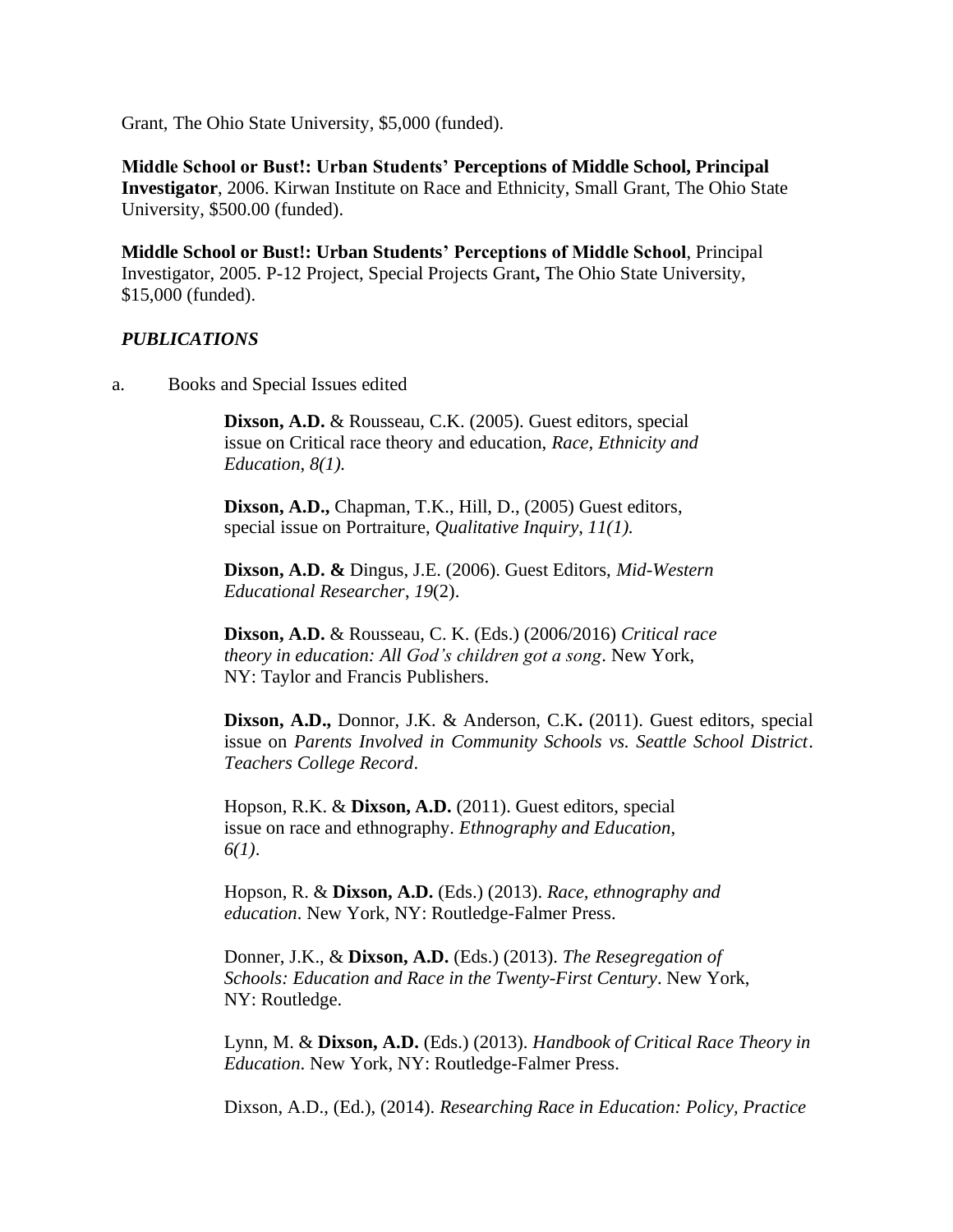Grant, The Ohio State University, $5,000 (funded).

**Middle School or Bust!: Urban Students' Perceptions of Middle School, Principal Investigator**, 2006. Kirwan Institute on Race and Ethnicity, Small Grant, The Ohio State University, $500.00 (funded).

**Middle School or Bust!: Urban Students' Perceptions of Middle School**, Principal Investigator, 2005. P-12 Project, Special Projects Grant**,** The Ohio State University, $15,000 (funded).

***PUBLICATIONS***

a. Books and Special Issues edited

**Dixson, A.D.** & Rousseau, C.K. (2005). Guest editors, special issue on Critical race theory and education, *Race, Ethnicity and Education, 8(1).*

**Dixson, A.D.,** Chapman, T.K., Hill, D., (2005) Guest editors, special issue on Portraiture, *Qualitative Inquiry, 11(1).*

**Dixson, A.D. &** Dingus, J.E. (2006). Guest Editors, *Mid-Western Educational Researcher, 19*(2).

**Dixson, A.D.** & Rousseau, C. K. (Eds.) (2006/2016) *Critical race theory in education: All God's children got a song*. New York, NY: Taylor and Francis Publishers.

**Dixson, A.D.,** Donnor, J.K. & Anderson, C.K**.** (2011). Guest editors, special issue on *Parents Involved in Community Schools vs. Seattle School District*. *Teachers College Record*.

Hopson, R.K. & **Dixson, A.D.** (2011). Guest editors, special issue on race and ethnography. *Ethnography and Education, 6(1)*.

Hopson, R. & **Dixson, A.D.** (Eds.) (2013). *Race, ethnography and education*. New York, NY: Routledge-Falmer Press.

Donner, J.K., & **Dixson, A.D.** (Eds.) (2013). *The Resegregation of Schools: Education and Race in the Twenty-First Century*. New York, NY: Routledge.

Lynn, M. & **Dixson, A.D.** (Eds.) (2013). *Handbook of Critical Race Theory in Education*. New York, NY: Routledge-Falmer Press.

Dixson, A.D., (Ed.), (2014). *Researching Race in Education: Policy, Practice*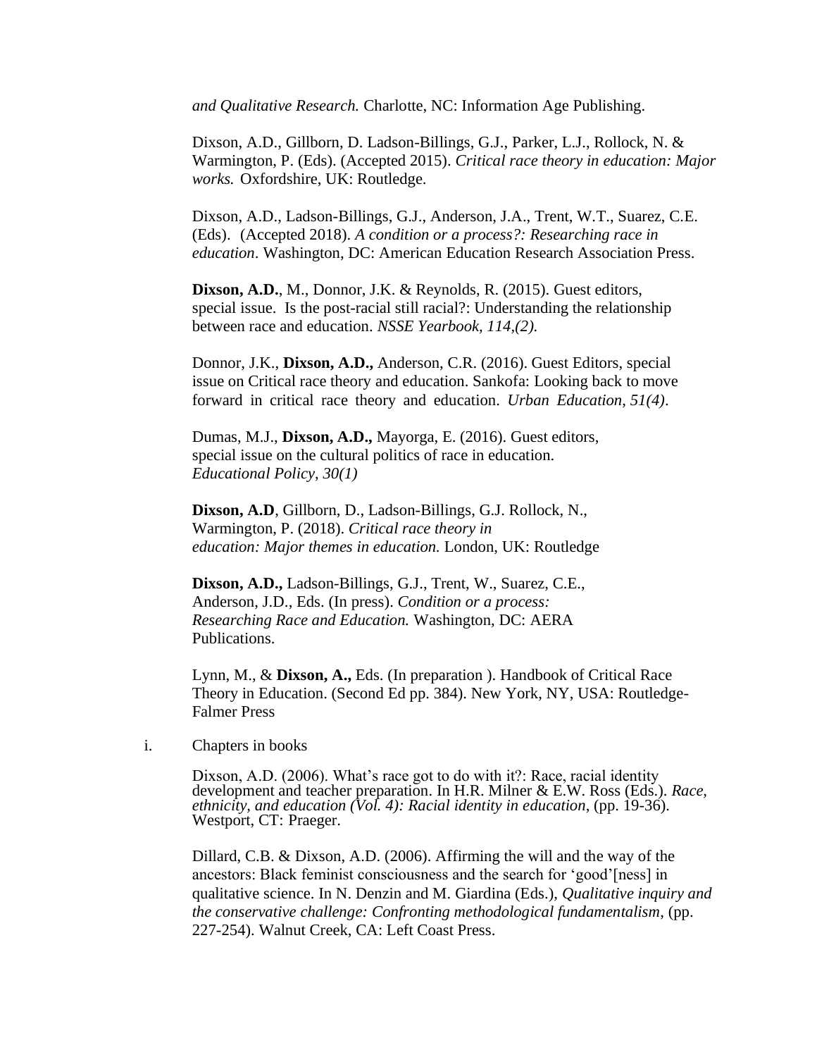*and Qualitative Research.* Charlotte, NC: Information Age Publishing.

Dixson, A.D., Gillborn, D. Ladson-Billings, G.J., Parker, L.J., Rollock, N. & Warmington, P. (Eds). (Accepted 2015). *Critical race theory in education: Major works.* Oxfordshire, UK: Routledge.

Dixson, A.D., Ladson-Billings, G.J., Anderson, J.A., Trent, W.T., Suarez, C.E. (Eds). (Accepted 2018). *A condition or a process?: Researching race in education*. Washington, DC: American Education Research Association Press.

**Dixson, A.D.**, M., Donnor, J.K. & Reynolds, R. (2015). Guest editors, special issue. Is the post-racial still racial?: Understanding the relationship between race and education. *NSSE Yearbook, 114,(2).*

Donnor, J.K., **Dixson, A.D.,** Anderson, C.R. (2016). Guest Editors, special issue on Critical race theory and education. Sankofa: Looking back to move forward in critical race theory and education. *Urban Education, 51(4)*.

Dumas, M.J., **Dixson, A.D.,** Mayorga, E. (2016). Guest editors, special issue on the cultural politics of race in education. *Educational Policy, 30(1)*

**Dixson, A.D**, Gillborn, D., Ladson-Billings, G.J. Rollock, N., Warmington, P. (2018). *Critical race theory in education: Major themes in education.* London, UK: Routledge

**Dixson, A.D.,** Ladson-Billings, G.J., Trent, W., Suarez, C.E., Anderson, J.D., Eds. (In press). *Condition or a process: Researching Race and Education.* Washington, DC: AERA Publications.

Lynn, M., & **Dixson, A.,** Eds. (In preparation ). Handbook of Critical Race Theory in Education. (Second Ed pp. 384). New York, NY, USA: Routledge-Falmer Press

i. Chapters in books

Dixson, A.D. (2006). What's race got to do with it?: Race, racial identity development and teacher preparation. In H.R. Milner & E.W. Ross (Eds.). *Race, ethnicity, and education (Vol. 4): Racial identity in education*, (pp. 19-36). Westport, CT: Praeger.

Dillard, C.B. & Dixson, A.D. (2006). Affirming the will and the way of the ancestors: Black feminist consciousness and the search for 'good'[ness] in qualitative science. In N. Denzin and M. Giardina (Eds.), *Qualitative inquiry and the conservative challenge: Confronting methodological fundamentalism*, (pp. 227-254). Walnut Creek, CA: Left Coast Press.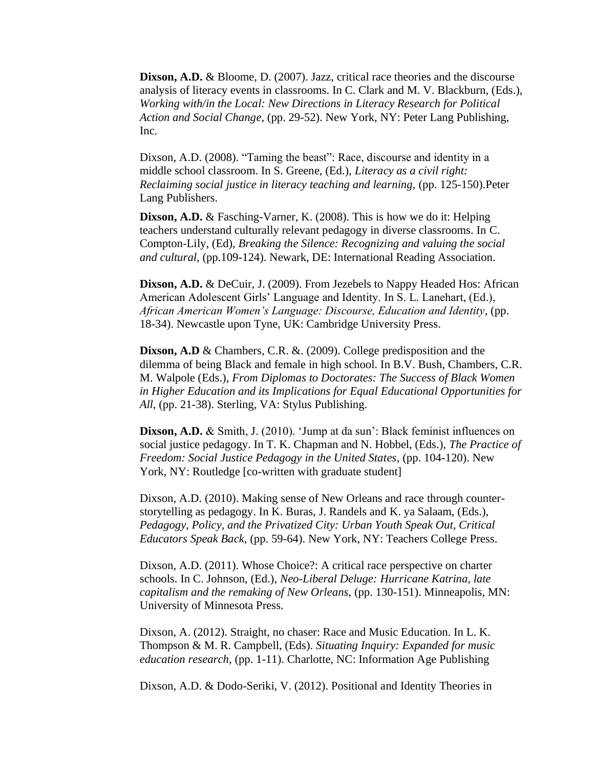**Dixson, A.D.** & Bloome, D. (2007). Jazz, critical race theories and the discourse analysis of literacy events in classrooms. In C. Clark and M. V. Blackburn, (Eds.), *Working with/in the Local: New Directions in Literacy Research for Political Action and Social Change*, (pp. 29-52). New York, NY: Peter Lang Publishing, Inc.

Dixson, A.D. (2008). "Taming the beast": Race, discourse and identity in a middle school classroom. In S. Greene, (Ed.), *Literacy as a civil right: Reclaiming social justice in literacy teaching and learning,* (pp. 125-150).Peter Lang Publishers.

**Dixson, A.D.** & Fasching-Varner, K. (2008). This is how we do it: Helping teachers understand culturally relevant pedagogy in diverse classrooms. In C. Compton-Lily, (Ed), *Breaking the Silence: Recognizing and valuing the social and cultural*, (pp.109-124). Newark, DE: International Reading Association.

**Dixson, A.D.** & DeCuir, J. (2009). From Jezebels to Nappy Headed Hos: African American Adolescent Girls' Language and Identity. In S. L. Lanehart, (Ed.), *African American Women's Language: Discourse, Education and Identity*, (pp. 18-34). Newcastle upon Tyne, UK: Cambridge University Press.

**Dixson, A.D** & Chambers, C.R. &. (2009). College predisposition and the dilemma of being Black and female in high school. In B.V. Bush, Chambers, C.R. M. Walpole (Eds.), *From Diplomas to Doctorates: The Success of Black Women in Higher Education and its Implications for Equal Educational Opportunities for All*, (pp. 21-38). Sterling, VA: Stylus Publishing.

**Dixson, A.D.** & Smith, J. (2010). 'Jump at da sun': Black feminist influences on social justice pedagogy. In T. K. Chapman and N. Hobbel, (Eds.), *The Practice of Freedom: Social Justice Pedagogy in the United States*, (pp. 104-120). New York, NY: Routledge [co-written with graduate student]

Dixson, A.D. (2010). Making sense of New Orleans and race through counter-storytelling as pedagogy. In K. Buras, J. Randels and K. ya Salaam, (Eds.), *Pedagogy, Policy, and the Privatized City: Urban Youth Speak Out, Critical Educators Speak Back*, (pp. 59-64). New York, NY: Teachers College Press.

Dixson, A.D. (2011). Whose Choice?: A critical race perspective on charter schools. In C. Johnson, (Ed.), *Neo-Liberal Deluge: Hurricane Katrina, late capitalism and the remaking of New Orleans*, (pp. 130-151). Minneapolis, MN: University of Minnesota Press.

Dixson, A. (2012). Straight, no chaser: Race and Music Education. In L. K. Thompson & M. R. Campbell, (Eds). *Situating Inquiry: Expanded for music education research*, (pp. 1-11). Charlotte, NC: Information Age Publishing

Dixson, A.D. & Dodo-Seriki, V. (2012). Positional and Identity Theories in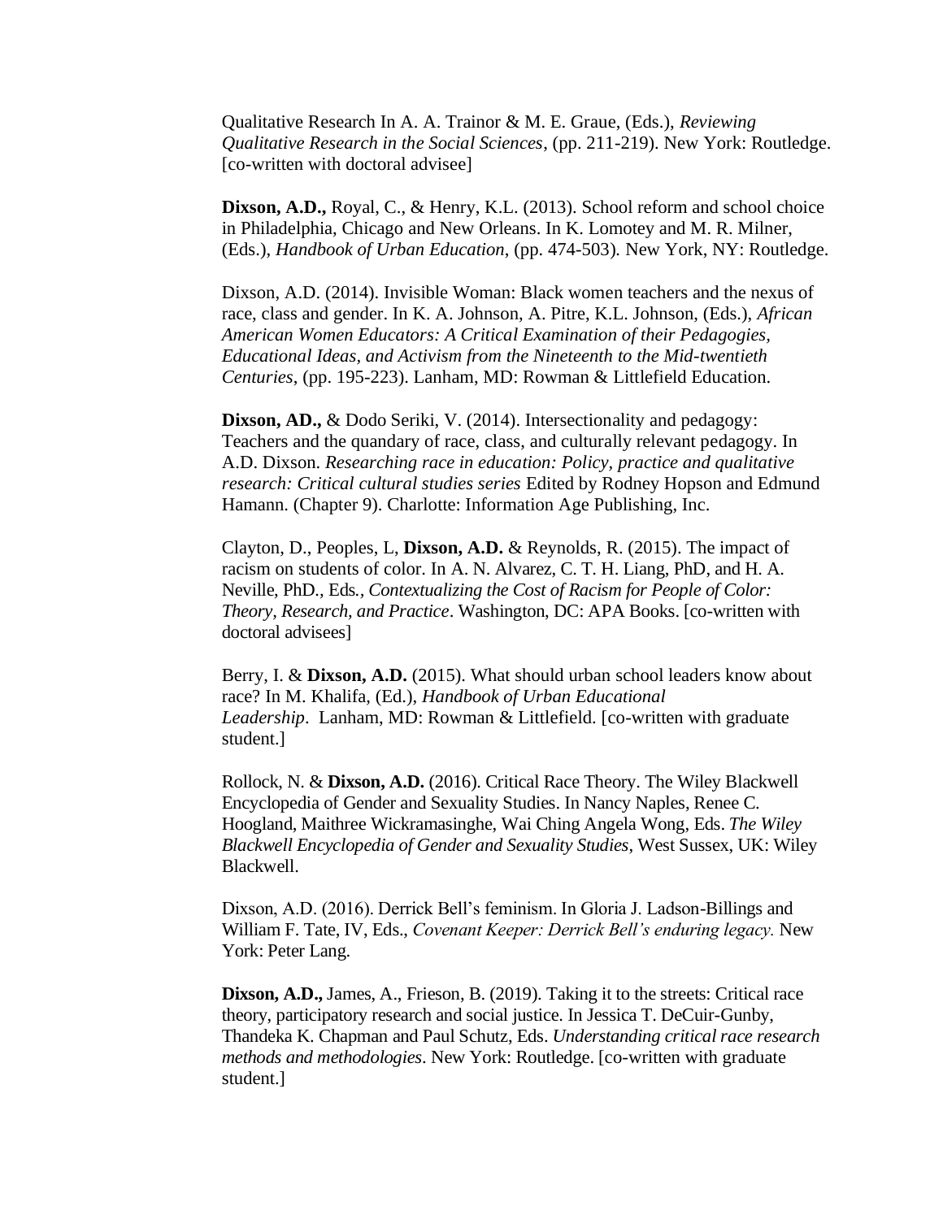Qualitative Research In A. A. Trainor & M. E. Graue, (Eds.), *Reviewing Qualitative Research in the Social Sciences*, (pp. 211-219). New York: Routledge. [co-written with doctoral advisee]

**Dixson, A.D.,** Royal, C., & Henry, K.L. (2013). School reform and school choice in Philadelphia, Chicago and New Orleans. In K. Lomotey and M. R. Milner, (Eds.), *Handbook of Urban Education*, (pp. 474-503). New York, NY: Routledge.

Dixson, A.D. (2014). Invisible Woman: Black women teachers and the nexus of race, class and gender. In K. A. Johnson, A. Pitre, K.L. Johnson, (Eds.), *African American Women Educators: A Critical Examination of their Pedagogies, Educational Ideas, and Activism from the Nineteenth to the Mid-twentieth Centuries*, (pp. 195-223). Lanham, MD: Rowman & Littlefield Education.

**Dixson, AD.,** & Dodo Seriki, V. (2014). Intersectionality and pedagogy: Teachers and the quandary of race, class, and culturally relevant pedagogy. In A.D. Dixson. *Researching race in education: Policy, practice and qualitative research: Critical cultural studies series* Edited by Rodney Hopson and Edmund Hamann. (Chapter 9). Charlotte: Information Age Publishing, Inc.

Clayton, D., Peoples, L, **Dixson, A.D.** & Reynolds, R. (2015). The impact of racism on students of color. In A. N. Alvarez, C. T. H. Liang, PhD, and H. A. Neville, PhD., Eds., *Contextualizing the Cost of Racism for People of Color: Theory, Research, and Practice*. Washington, DC: APA Books. [co-written with doctoral advisees]

Berry, I. & **Dixson, A.D.** (2015). What should urban school leaders know about race? In M. Khalifa, (Ed.), *Handbook of Urban Educational Leadership*. Lanham, MD: Rowman & Littlefield. [co-written with graduate student.]

Rollock, N. & **Dixson, A.D.** (2016). Critical Race Theory. The Wiley Blackwell Encyclopedia of Gender and Sexuality Studies. In Nancy Naples, Renee C. Hoogland, Maithree Wickramasinghe, Wai Ching Angela Wong, Eds. *The Wiley Blackwell Encyclopedia of Gender and Sexuality Studies*, West Sussex, UK: Wiley Blackwell.

Dixson, A.D. (2016). Derrick Bell's feminism. In Gloria J. Ladson-Billings and William F. Tate, IV, Eds., *Covenant Keeper: Derrick Bell's enduring legacy.* New York: Peter Lang.

**Dixson, A.D.,** James, A., Frieson, B. (2019). Taking it to the streets: Critical race theory, participatory research and social justice. In Jessica T. DeCuir-Gunby, Thandeka K. Chapman and Paul Schutz, Eds. *Understanding critical race research methods and methodologies*. New York: Routledge. [co-written with graduate student.]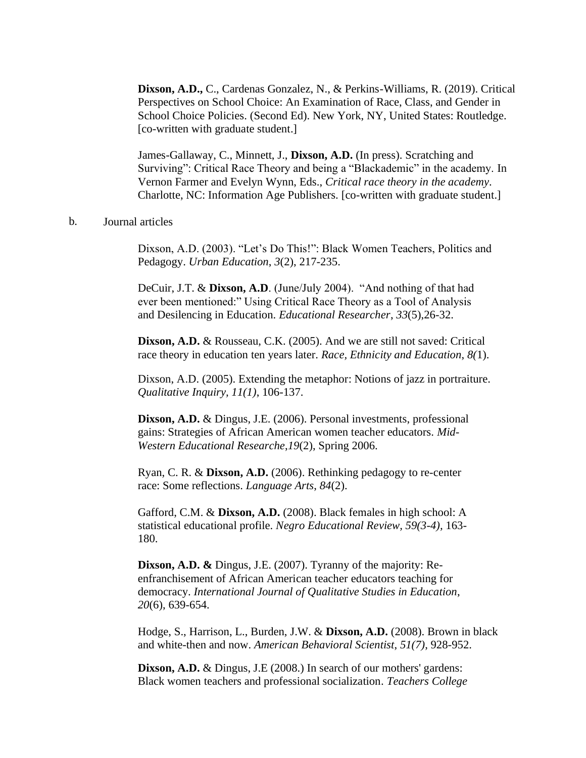**Dixson, A.D.,** C., Cardenas Gonzalez, N., & Perkins-Williams, R. (2019). Critical Perspectives on School Choice: An Examination of Race, Class, and Gender in School Choice Policies. (Second Ed). New York, NY, United States: Routledge. [co-written with graduate student.]

James-Gallaway, C., Minnett, J., **Dixson, A.D.** (In press). Scratching and Surviving": Critical Race Theory and being a "Blackademic" in the academy. In Vernon Farmer and Evelyn Wynn, Eds., *Critical race theory in the academy*. Charlotte, NC: Information Age Publishers. [co-written with graduate student.]

b. Journal articles

Dixson, A.D. (2003). "Let's Do This!": Black Women Teachers, Politics and Pedagogy. *Urban Education*, *3*(2), 217-235.

DeCuir, J.T. & **Dixson, A.D**. (June/July 2004). "And nothing of that had ever been mentioned:" Using Critical Race Theory as a Tool of Analysis and Desilencing in Education. *Educational Researcher*, *33*(5),26-32.

**Dixson, A.D.** & Rousseau, C.K. (2005). And we are still not saved: Critical race theory in education ten years later. *Race, Ethnicity and Education*, *8(*1).

Dixson, A.D. (2005). Extending the metaphor: Notions of jazz in portraiture. *Qualitative Inquiry, 11(1)*, 106-137.

**Dixson, A.D.** & Dingus, J.E. (2006). Personal investments, professional gains: Strategies of African American women teacher educators. *Mid-Western Educational Researche*,*19*(2), Spring 2006.

Ryan, C. R. & **Dixson, A.D.** (2006). Rethinking pedagogy to re-center race: Some reflections. *Language Arts*, *84*(2).

Gafford, C.M. & **Dixson, A.D.** (2008). Black females in high school: A statistical educational profile. *Negro Educational Review, 59(3-4),* 163-180.

**Dixson, A.D. &** Dingus, J.E. (2007). Tyranny of the majority: Re-enfranchisement of African American teacher educators teaching for democracy. *International Journal of Qualitative Studies in Education*, *20*(6), 639-654.

Hodge, S., Harrison, L., Burden, J.W. & **Dixson, A.D.** (2008). Brown in black and white-then and now. *American Behavioral Scientist*, *51(7)*, 928-952.

**Dixson, A.D.** & Dingus, J.E (2008.) In search of our mothers' gardens: Black women teachers and professional socialization. *Teachers College*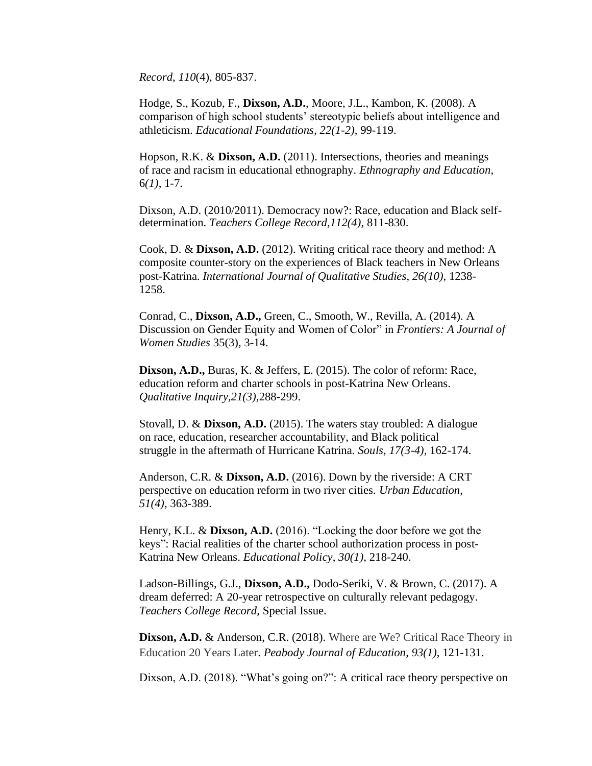*Record*, *110*(4), 805-837.

Hodge, S., Kozub, F., **Dixson, A.D.**, Moore, J.L., Kambon, K. (2008). A comparison of high school students' stereotypic beliefs about intelligence and athleticism. *Educational Foundations*, *22(1-2)*, 99-119.

Hopson, R.K. & **Dixson, A.D.** (2011). Intersections, theories and meanings of race and racism in educational ethnography. *Ethnography and Education*, 6*(1)*, 1-7.

Dixson, A.D. (2010/2011). Democracy now?: Race, education and Black self-determination. *Teachers College Record*,*112(4)*, 811-830.

Cook, D. & **Dixson, A.D.** (2012). Writing critical race theory and method: A composite counter-story on the experiences of Black teachers in New Orleans post-Katrina. *International Journal of Qualitative Studies*, *26(10)*, 1238-1258.

Conrad, C., **Dixson, A.D.,** Green, C., Smooth, W., Revilla, A. (2014). A Discussion on Gender Equity and Women of Color" in *Frontiers: A Journal of Women Studies* 35(3), 3-14.

**Dixson, A.D.,** Buras, K. & Jeffers, E. (2015). The color of reform: Race, education reform and charter schools in post-Katrina New Orleans. *Qualitative Inquiry*,*21(3)*,288-299.

Stovall, D. & **Dixson, A.D.** (2015). The waters stay troubled: A dialogue on race, education, researcher accountability, and Black political struggle in the aftermath of Hurricane Katrina. *Souls*, *17(3-4)*, 162-174.

Anderson, C.R. & **Dixson, A.D.** (2016). Down by the riverside: A CRT perspective on education reform in two river cities. *Urban Education*, *51(4)*, 363-389.

Henry, K.L. & **Dixson, A.D.** (2016). "Locking the door before we got the keys": Racial realities of the charter school authorization process in post-Katrina New Orleans. *Educational Policy*, *30(1)*, 218-240.

Ladson-Billings, G.J., **Dixson, A.D.,** Dodo-Seriki, V. & Brown, C. (2017). A dream deferred: A 20-year retrospective on culturally relevant pedagogy. *Teachers College Record,* Special Issue.

**Dixson, A.D.** & Anderson, C.R. (2018). Where are We? Critical Race Theory in Education 20 Years Later. *Peabody Journal of Education*, *93(1)*, 121-131.

Dixson, A.D. (2018). "What's going on?": A critical race theory perspective on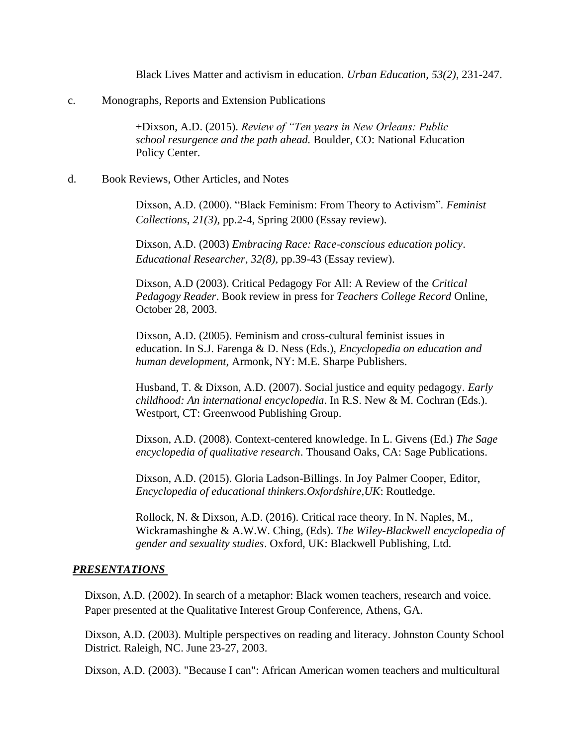Black Lives Matter and activism in education. *Urban Education, 53(2)*, 231-247.

c. Monographs, Reports and Extension Publications

+Dixson, A.D. (2015). *Review of "Ten years in New Orleans: Public school resurgence and the path ahead.* Boulder, CO: National Education Policy Center.

d. Book Reviews, Other Articles, and Notes

Dixson, A.D. (2000). "Black Feminism: From Theory to Activism". *Feminist Collections*, *21(3)*, pp.2-4, Spring 2000 (Essay review).

Dixson, A.D. (2003) *Embracing Race: Race-conscious education policy*. *Educational Researcher*, *32(8)*, pp.39-43 (Essay review).

Dixson, A.D (2003). Critical Pedagogy For All: A Review of the *Critical Pedagogy Reader*. Book review in press for *Teachers College Record* Online, October 28, 2003.

Dixson, A.D. (2005). Feminism and cross-cultural feminist issues in education. In S.J. Farenga & D. Ness (Eds.), *Encyclopedia on education and human development*, Armonk, NY: M.E. Sharpe Publishers.

Husband, T. & Dixson, A.D. (2007). Social justice and equity pedagogy. *Early childhood: An international encyclopedia*. In R.S. New & M. Cochran (Eds.). Westport, CT: Greenwood Publishing Group.

Dixson, A.D. (2008). Context-centered knowledge. In L. Givens (Ed.) *The Sage encyclopedia of qualitative research*. Thousand Oaks, CA: Sage Publications.

Dixson, A.D. (2015). Gloria Ladson-Billings. In Joy Palmer Cooper, Editor, *Encyclopedia of educational thinkers.Oxfordshire,UK*: Routledge.

Rollock, N. & Dixson, A.D. (2016). Critical race theory. In N. Naples, M., Wickramashinghe & A.W.W. Ching, (Eds). *The Wiley-Blackwell encyclopedia of gender and sexuality studies*. Oxford, UK: Blackwell Publishing, Ltd.

## ***PRESENTATIONS***

Dixson, A.D. (2002). In search of a metaphor: Black women teachers, research and voice. Paper presented at the Qualitative Interest Group Conference, Athens, GA.

Dixson, A.D. (2003). Multiple perspectives on reading and literacy. Johnston County School District. Raleigh, NC. June 23-27, 2003.

Dixson, A.D. (2003). "Because I can": African American women teachers and multicultural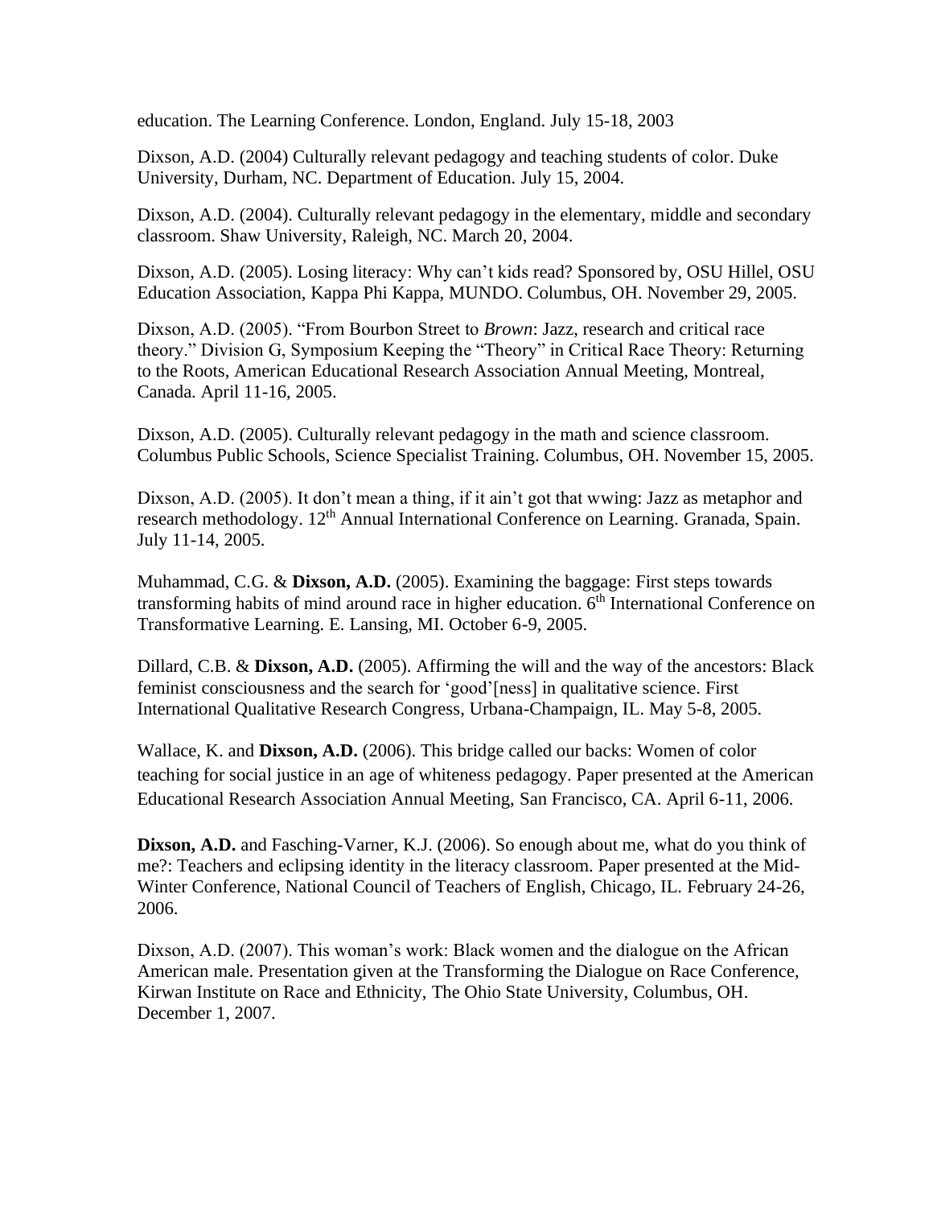education. The Learning Conference. London, England. July 15-18, 2003

Dixson, A.D. (2004) Culturally relevant pedagogy and teaching students of color. Duke University, Durham, NC. Department of Education. July 15, 2004.

Dixson, A.D. (2004). Culturally relevant pedagogy in the elementary, middle and secondary classroom. Shaw University, Raleigh, NC. March 20, 2004.

Dixson, A.D. (2005). Losing literacy: Why can't kids read? Sponsored by, OSU Hillel, OSU Education Association, Kappa Phi Kappa, MUNDO. Columbus, OH. November 29, 2005.

Dixson, A.D. (2005). "From Bourbon Street to *Brown*: Jazz, research and critical race theory." Division G, Symposium Keeping the "Theory" in Critical Race Theory: Returning to the Roots, American Educational Research Association Annual Meeting, Montreal, Canada. April 11-16, 2005.

Dixson, A.D. (2005). Culturally relevant pedagogy in the math and science classroom. Columbus Public Schools, Science Specialist Training. Columbus, OH. November 15, 2005.

Dixson, A.D. (2005). It don't mean a thing, if it ain't got that wwing: Jazz as metaphor and research methodology. 12th Annual International Conference on Learning. Granada, Spain. July 11-14, 2005.

Muhammad, C.G. & **Dixson, A.D.** (2005). Examining the baggage: First steps towards transforming habits of mind around race in higher education. 6th International Conference on Transformative Learning. E. Lansing, MI. October 6-9, 2005.

Dillard, C.B. & **Dixson, A.D.** (2005). Affirming the will and the way of the ancestors: Black feminist consciousness and the search for 'good'[ness] in qualitative science. First International Qualitative Research Congress, Urbana-Champaign, IL. May 5-8, 2005.

Wallace, K. and **Dixson, A.D.** (2006). This bridge called our backs: Women of color teaching for social justice in an age of whiteness pedagogy. Paper presented at the American Educational Research Association Annual Meeting, San Francisco, CA. April 6-11, 2006.

**Dixson, A.D.** and Fasching-Varner, K.J. (2006). So enough about me, what do you think of me?: Teachers and eclipsing identity in the literacy classroom. Paper presented at the Mid-Winter Conference, National Council of Teachers of English, Chicago, IL. February 24-26, 2006.

Dixson, A.D. (2007). This woman's work: Black women and the dialogue on the African American male. Presentation given at the Transforming the Dialogue on Race Conference, Kirwan Institute on Race and Ethnicity, The Ohio State University, Columbus, OH. December 1, 2007.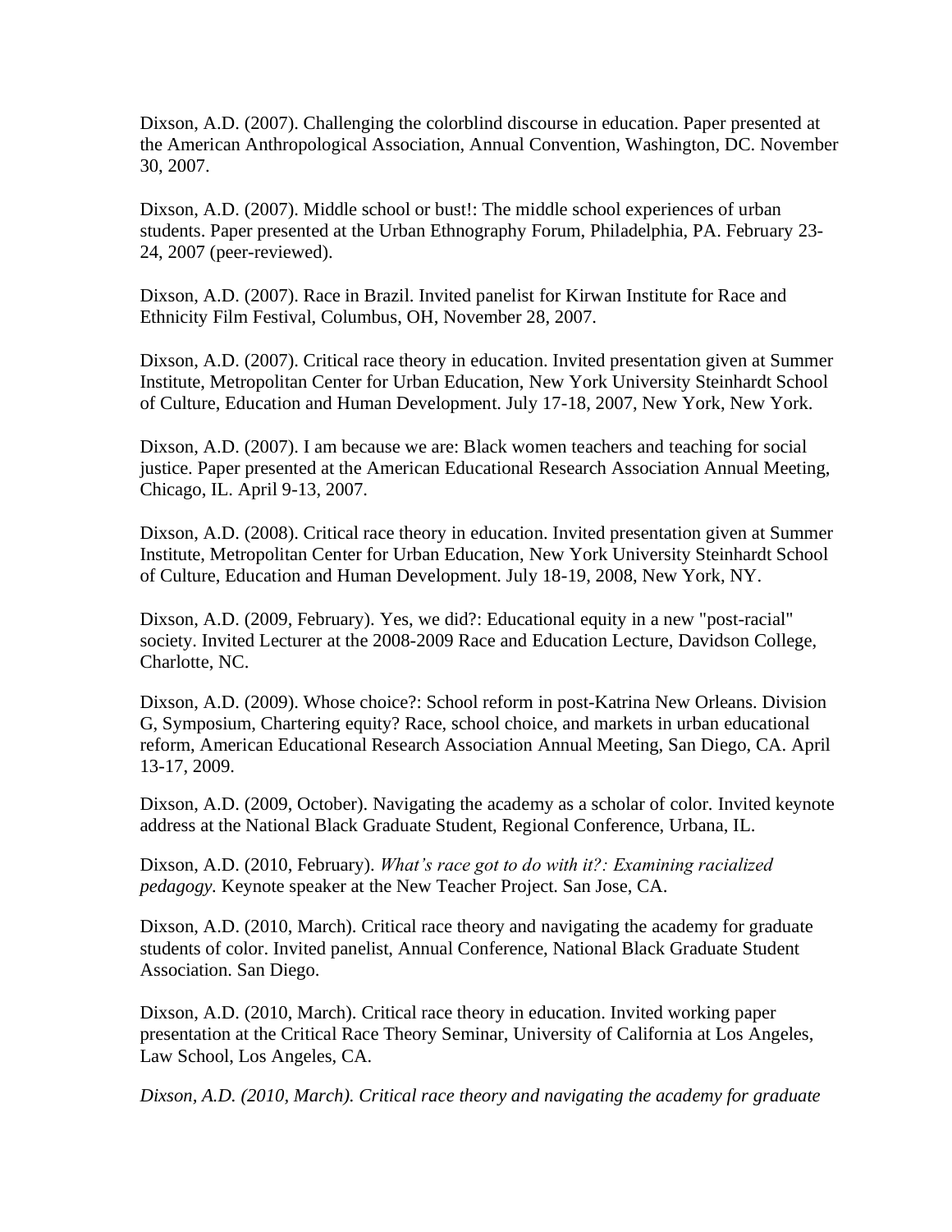Dixson, A.D. (2007). Challenging the colorblind discourse in education. Paper presented at the American Anthropological Association, Annual Convention, Washington, DC. November 30, 2007.

Dixson, A.D. (2007). Middle school or bust!: The middle school experiences of urban students. Paper presented at the Urban Ethnography Forum, Philadelphia, PA. February 23-24, 2007 (peer-reviewed).

Dixson, A.D. (2007). Race in Brazil. Invited panelist for Kirwan Institute for Race and Ethnicity Film Festival, Columbus, OH, November 28, 2007.

Dixson, A.D. (2007). Critical race theory in education. Invited presentation given at Summer Institute, Metropolitan Center for Urban Education, New York University Steinhardt School of Culture, Education and Human Development. July 17-18, 2007, New York, New York.

Dixson, A.D. (2007). I am because we are: Black women teachers and teaching for social justice. Paper presented at the American Educational Research Association Annual Meeting, Chicago, IL. April 9-13, 2007.

Dixson, A.D. (2008). Critical race theory in education. Invited presentation given at Summer Institute, Metropolitan Center for Urban Education, New York University Steinhardt School of Culture, Education and Human Development. July 18-19, 2008, New York, NY.

Dixson, A.D. (2009, February). Yes, we did?: Educational equity in a new "post-racial" society. Invited Lecturer at the 2008-2009 Race and Education Lecture, Davidson College, Charlotte, NC.

Dixson, A.D. (2009). Whose choice?: School reform in post-Katrina New Orleans. Division G, Symposium, Chartering equity? Race, school choice, and markets in urban educational reform, American Educational Research Association Annual Meeting, San Diego, CA. April 13-17, 2009.

Dixson, A.D. (2009, October). Navigating the academy as a scholar of color. Invited keynote address at the National Black Graduate Student, Regional Conference, Urbana, IL.

Dixson, A.D. (2010, February). *What's race got to do with it?: Examining racialized pedagogy.* Keynote speaker at the New Teacher Project. San Jose, CA.

Dixson, A.D. (2010, March). Critical race theory and navigating the academy for graduate students of color. Invited panelist, Annual Conference, National Black Graduate Student Association. San Diego.

Dixson, A.D. (2010, March). Critical race theory in education. Invited working paper presentation at the Critical Race Theory Seminar, University of California at Los Angeles, Law School, Los Angeles, CA.

*Dixson, A.D. (2010, March). Critical race theory and navigating the academy for graduate*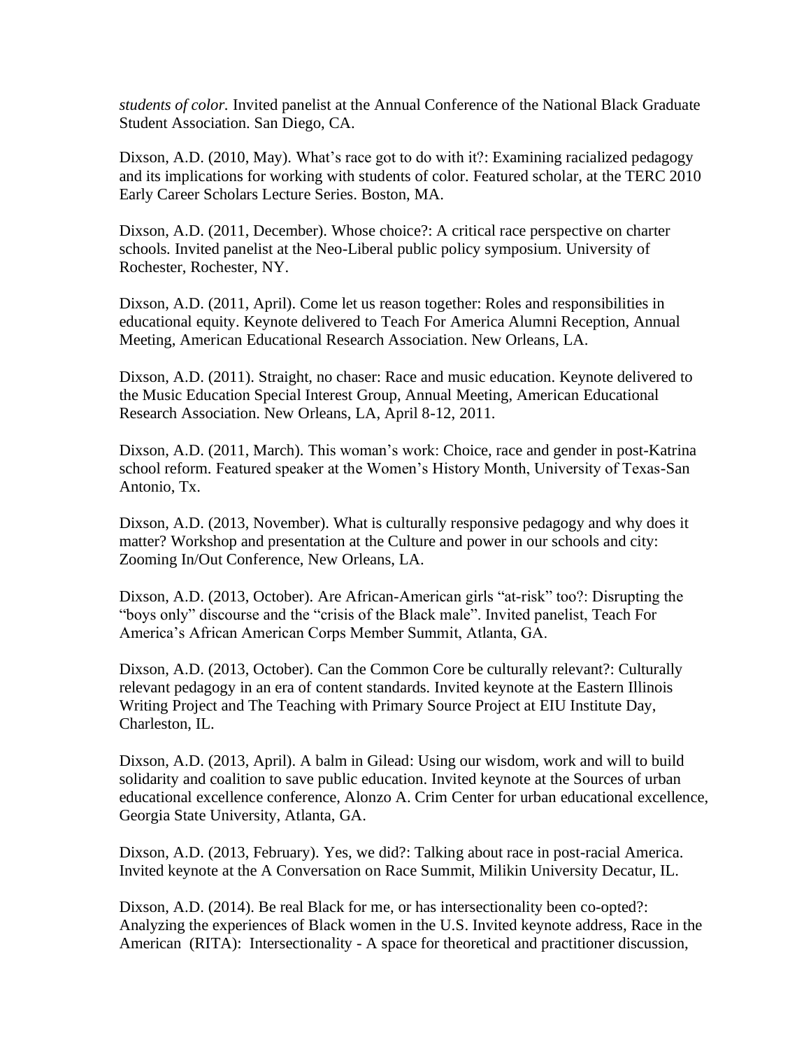*students of color.* Invited panelist at the Annual Conference of the National Black Graduate Student Association. San Diego, CA.

Dixson, A.D. (2010, May). What's race got to do with it?: Examining racialized pedagogy and its implications for working with students of color. Featured scholar, at the TERC 2010 Early Career Scholars Lecture Series. Boston, MA.

Dixson, A.D. (2011, December). Whose choice?: A critical race perspective on charter schools. Invited panelist at the Neo-Liberal public policy symposium. University of Rochester, Rochester, NY.

Dixson, A.D. (2011, April). Come let us reason together: Roles and responsibilities in educational equity. Keynote delivered to Teach For America Alumni Reception, Annual Meeting, American Educational Research Association. New Orleans, LA.

Dixson, A.D. (2011). Straight, no chaser: Race and music education. Keynote delivered to the Music Education Special Interest Group, Annual Meeting, American Educational Research Association. New Orleans, LA, April 8-12, 2011.

Dixson, A.D. (2011, March). This woman's work: Choice, race and gender in post-Katrina school reform. Featured speaker at the Women's History Month, University of Texas-San Antonio, Tx.

Dixson, A.D. (2013, November). What is culturally responsive pedagogy and why does it matter? Workshop and presentation at the Culture and power in our schools and city: Zooming In/Out Conference, New Orleans, LA.

Dixson, A.D. (2013, October). Are African-American girls "at-risk" too?: Disrupting the "boys only" discourse and the "crisis of the Black male". Invited panelist, Teach For America's African American Corps Member Summit, Atlanta, GA.

Dixson, A.D. (2013, October). Can the Common Core be culturally relevant?: Culturally relevant pedagogy in an era of content standards. Invited keynote at the Eastern Illinois Writing Project and The Teaching with Primary Source Project at EIU Institute Day, Charleston, IL.

Dixson, A.D. (2013, April). A balm in Gilead: Using our wisdom, work and will to build solidarity and coalition to save public education. Invited keynote at the Sources of urban educational excellence conference, Alonzo A. Crim Center for urban educational excellence, Georgia State University, Atlanta, GA.

Dixson, A.D. (2013, February). Yes, we did?: Talking about race in post-racial America. Invited keynote at the A Conversation on Race Summit, Milikin University Decatur, IL.

Dixson, A.D. (2014). Be real Black for me, or has intersectionality been co-opted?: Analyzing the experiences of Black women in the U.S. Invited keynote address, Race in the American (RITA): Intersectionality - A space for theoretical and practitioner discussion,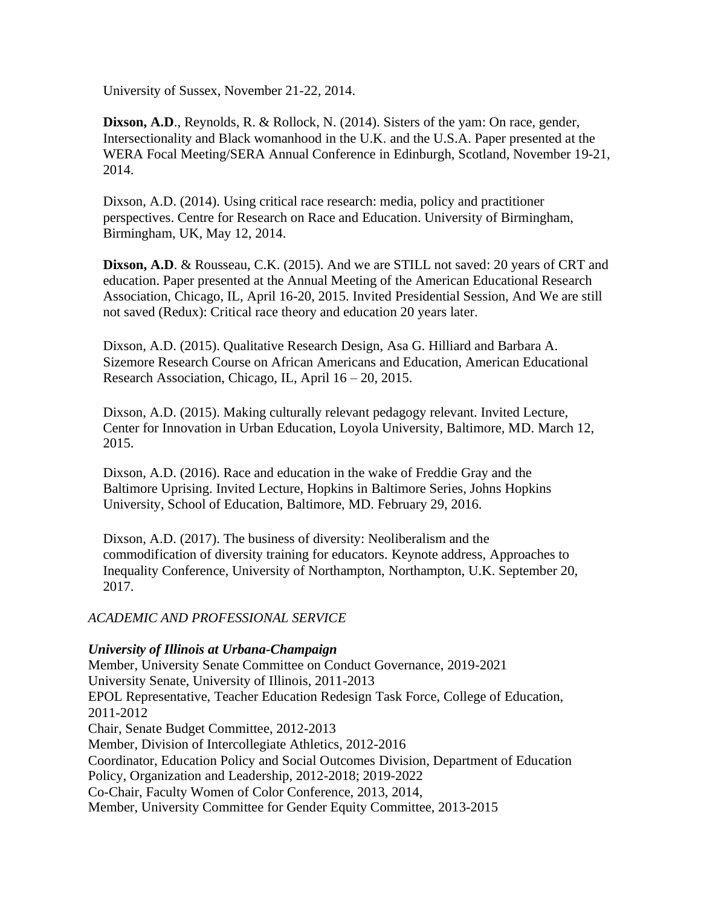University of Sussex, November 21-22, 2014.

**Dixson, A.D**., Reynolds, R. & Rollock, N. (2014). Sisters of the yam: On race, gender, Intersectionality and Black womanhood in the U.K. and the U.S.A. Paper presented at the WERA Focal Meeting/SERA Annual Conference in Edinburgh, Scotland, November 19-21, 2014.

Dixson, A.D. (2014). Using critical race research: media, policy and practitioner perspectives. Centre for Research on Race and Education. University of Birmingham, Birmingham, UK, May 12, 2014.

**Dixson, A.D**. & Rousseau, C.K. (2015). And we are STILL not saved: 20 years of CRT and education. Paper presented at the Annual Meeting of the American Educational Research Association, Chicago, IL, April 16-20, 2015. Invited Presidential Session, And We are still not saved (Redux): Critical race theory and education 20 years later.

Dixson, A.D. (2015). Qualitative Research Design, Asa G. Hilliard and Barbara A. Sizemore Research Course on African Americans and Education, American Educational Research Association, Chicago, IL, April 16 – 20, 2015.

Dixson, A.D. (2015). Making culturally relevant pedagogy relevant. Invited Lecture, Center for Innovation in Urban Education, Loyola University, Baltimore, MD. March 12, 2015.

Dixson, A.D. (2016). Race and education in the wake of Freddie Gray and the Baltimore Uprising. Invited Lecture, Hopkins in Baltimore Series, Johns Hopkins University, School of Education, Baltimore, MD. February 29, 2016.

Dixson, A.D. (2017). The business of diversity: Neoliberalism and the commodification of diversity training for educators. Keynote address, Approaches to Inequality Conference, University of Northampton, Northampton, U.K. September 20, 2017.

*ACADEMIC AND PROFESSIONAL SERVICE*

***University of Illinois at Urbana-Champaign***

Member, University Senate Committee on Conduct Governance, 2019-2021
University Senate, University of Illinois, 2011-2013
EPOL Representative, Teacher Education Redesign Task Force, College of Education, 2011-2012
Chair, Senate Budget Committee, 2012-2013
Member, Division of Intercollegiate Athletics, 2012-2016
Coordinator, Education Policy and Social Outcomes Division, Department of Education Policy, Organization and Leadership, 2012-2018; 2019-2022
Co-Chair, Faculty Women of Color Conference, 2013, 2014,
Member, University Committee for Gender Equity Committee, 2013-2015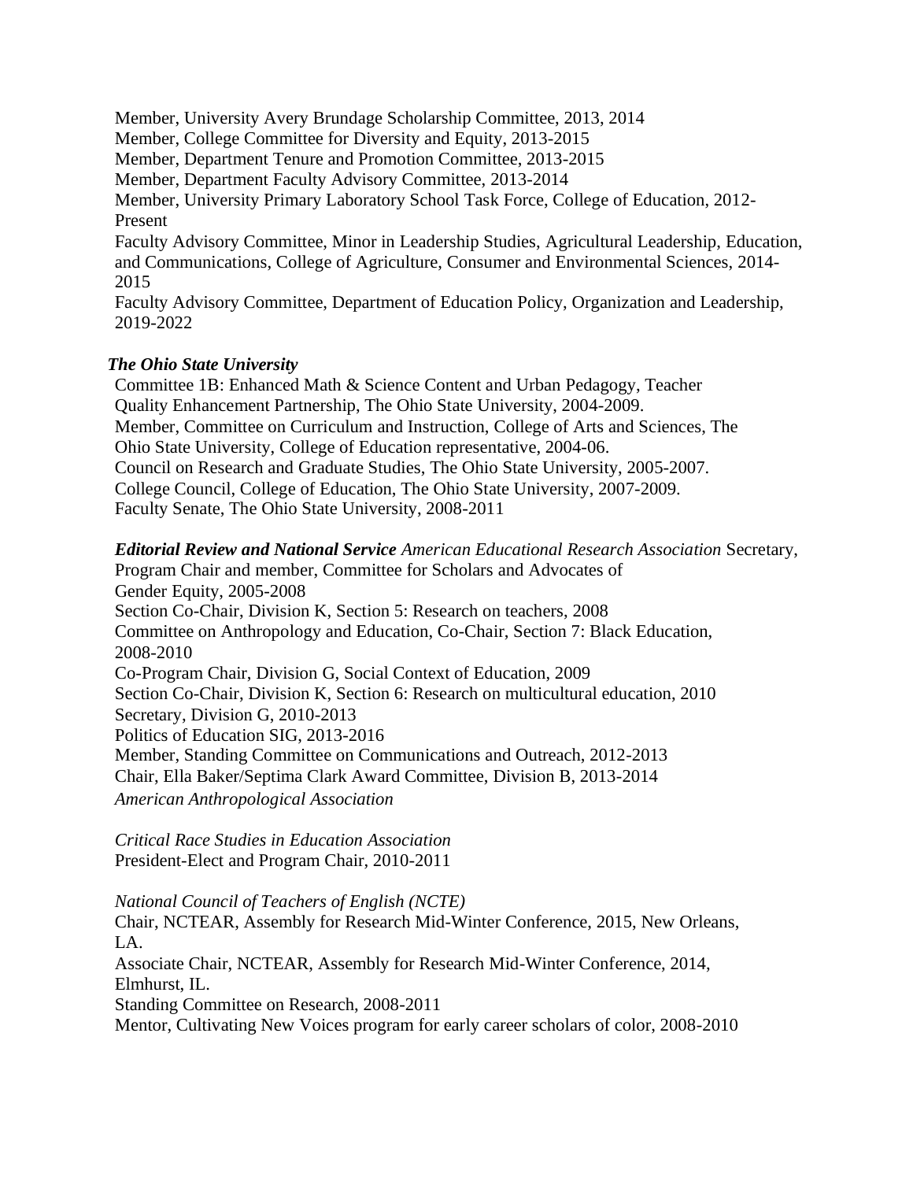Member, University Avery Brundage Scholarship Committee, 2013, 2014
Member, College Committee for Diversity and Equity, 2013-2015
Member, Department Tenure and Promotion Committee, 2013-2015
Member, Department Faculty Advisory Committee, 2013-2014
Member, University Primary Laboratory School Task Force, College of Education, 2012-Present
Faculty Advisory Committee, Minor in Leadership Studies, Agricultural Leadership, Education, and Communications, College of Agriculture, Consumer and Environmental Sciences, 2014-2015
Faculty Advisory Committee, Department of Education Policy, Organization and Leadership, 2019-2022

***The Ohio State University***

Committee 1B: Enhanced Math & Science Content and Urban Pedagogy, Teacher Quality Enhancement Partnership, The Ohio State University, 2004-2009.
Member, Committee on Curriculum and Instruction, College of Arts and Sciences, The Ohio State University, College of Education representative, 2004-06.
Council on Research and Graduate Studies, The Ohio State University, 2005-2007.
College Council, College of Education, The Ohio State University, 2007-2009.
Faculty Senate, The Ohio State University, 2008-2011

***Editorial Review and National Service*** *American Educational Research Association* Secretary, Program Chair and member, Committee for Scholars and Advocates of Gender Equity, 2005-2008
Section Co-Chair, Division K, Section 5: Research on teachers, 2008
Committee on Anthropology and Education, Co-Chair, Section 7: Black Education, 2008-2010
Co-Program Chair, Division G, Social Context of Education, 2009
Section Co-Chair, Division K, Section 6: Research on multicultural education, 2010
Secretary, Division G, 2010-2013
Politics of Education SIG, 2013-2016
Member, Standing Committee on Communications and Outreach, 2012-2013
Chair, Ella Baker/Septima Clark Award Committee, Division B, 2013-2014

*American Anthropological Association*

*Critical Race Studies in Education Association*
President-Elect and Program Chair, 2010-2011

*National Council of Teachers of English (NCTE)*
Chair, NCTEAR, Assembly for Research Mid-Winter Conference, 2015, New Orleans, LA.
Associate Chair, NCTEAR, Assembly for Research Mid-Winter Conference, 2014, Elmhurst, IL.
Standing Committee on Research, 2008-2011
Mentor, Cultivating New Voices program for early career scholars of color, 2008-2010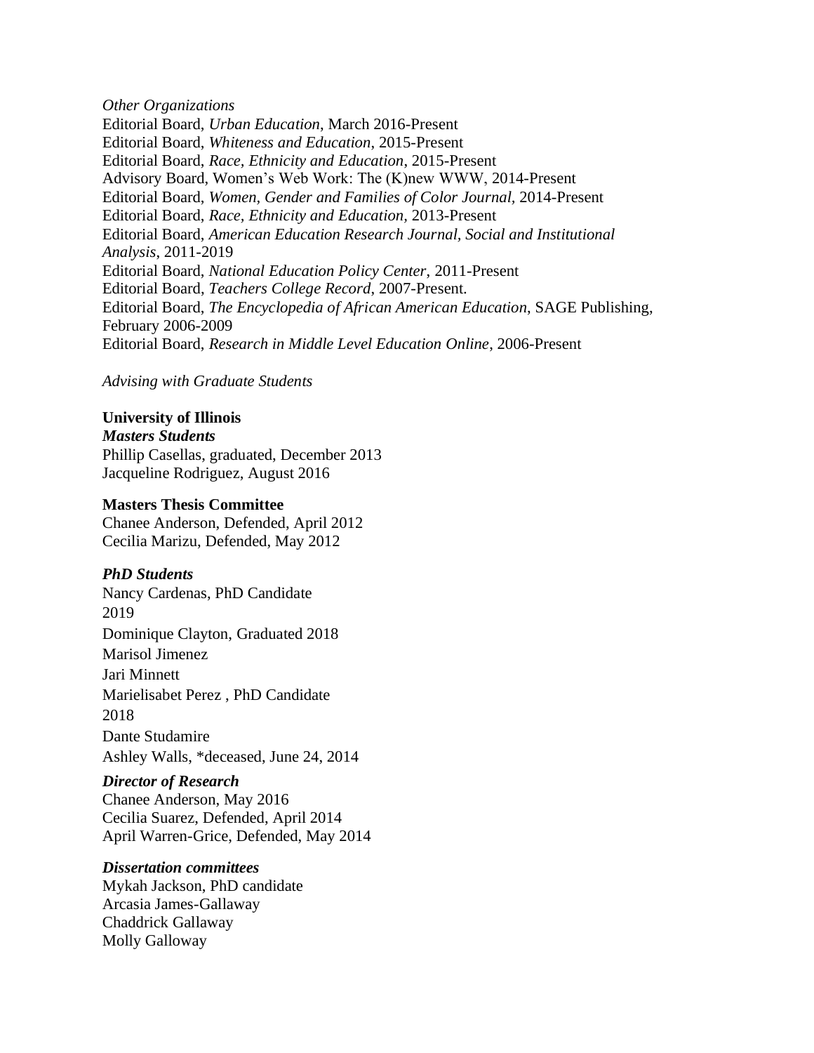*Other Organizations*

Editorial Board, *Urban Education*, March 2016-Present
Editorial Board, *Whiteness and Education*, 2015-Present
Editorial Board, *Race, Ethnicity and Education*, 2015-Present
Advisory Board, Women's Web Work: The (K)new WWW, 2014-Present
Editorial Board, *Women, Gender and Families of Color Journal*, 2014-Present
Editorial Board, *Race, Ethnicity and Education*, 2013-Present
Editorial Board, *American Education Research Journal, Social and Institutional Analysis*, 2011-2019
Editorial Board, *National Education Policy Center*, 2011-Present
Editorial Board, *Teachers College Record*, 2007-Present.
Editorial Board, *The Encyclopedia of African American Education*, SAGE Publishing, February 2006-2009
Editorial Board, *Research in Middle Level Education Online*, 2006-Present

*Advising with Graduate Students*

**University of Illinois**

***Masters Students***

Phillip Casellas, graduated, December 2013
Jacqueline Rodriguez, August 2016

**Masters Thesis Committee**

Chanee Anderson, Defended, April 2012
Cecilia Marizu, Defended, May 2012

***PhD Students***

Nancy Cardenas, PhD Candidate
2019
Dominique Clayton, Graduated 2018
Marisol Jimenez
Jari Minnett
Marielisabet Perez , PhD Candidate
2018
Dante Studamire
Ashley Walls, *deceased, June 24, 2014

***Director of Research***

Chanee Anderson, May 2016
Cecilia Suarez, Defended, April 2014
April Warren-Grice, Defended, May 2014

***Dissertation committees***

Mykah Jackson, PhD candidate
Arcasia James-Gallaway
Chaddrick Gallaway
Molly Galloway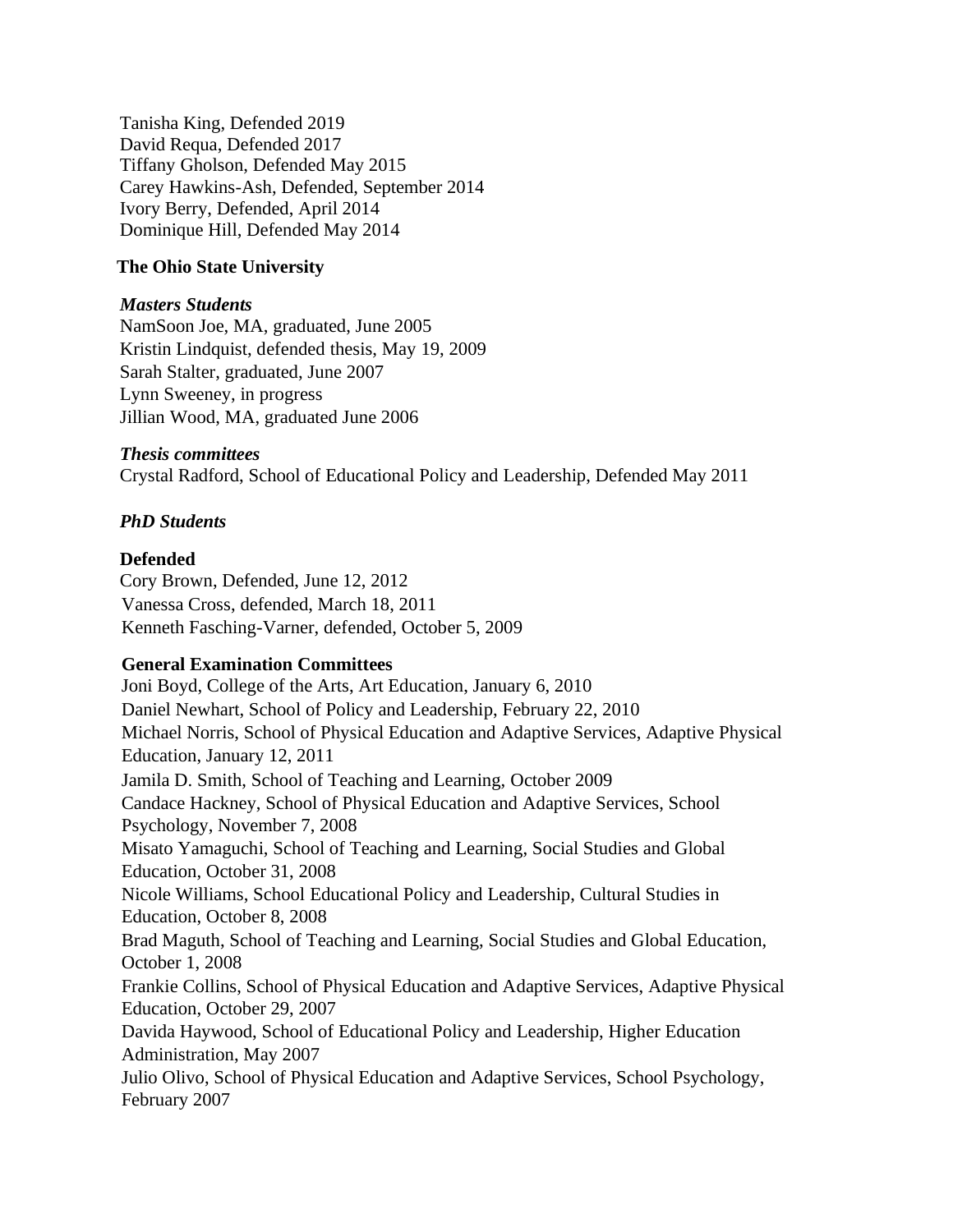Tanisha King, Defended 2019
David Requa, Defended 2017
Tiffany Gholson, Defended May 2015
Carey Hawkins-Ash, Defended, September 2014
Ivory Berry, Defended, April 2014
Dominique Hill, Defended May 2014

**The Ohio State University**

***Masters Students***

NamSoon Joe, MA, graduated, June 2005
Kristin Lindquist, defended thesis, May 19, 2009
Sarah Stalter, graduated, June 2007
Lynn Sweeney, in progress
Jillian Wood, MA, graduated June 2006

***Thesis committees***

Crystal Radford, School of Educational Policy and Leadership, Defended May 2011

***PhD Students***

**Defended**

Cory Brown, Defended, June 12, 2012
Vanessa Cross, defended, March 18, 2011
Kenneth Fasching-Varner, defended, October 5, 2009

**General Examination Committees**

Joni Boyd, College of the Arts, Art Education, January 6, 2010
Daniel Newhart, School of Policy and Leadership, February 22, 2010
Michael Norris, School of Physical Education and Adaptive Services, Adaptive Physical Education, January 12, 2011
Jamila D. Smith, School of Teaching and Learning, October 2009
Candace Hackney, School of Physical Education and Adaptive Services, School Psychology, November 7, 2008
Misato Yamaguchi, School of Teaching and Learning, Social Studies and Global Education, October 31, 2008
Nicole Williams, School Educational Policy and Leadership, Cultural Studies in Education, October 8, 2008
Brad Maguth, School of Teaching and Learning, Social Studies and Global Education, October 1, 2008
Frankie Collins, School of Physical Education and Adaptive Services, Adaptive Physical Education, October 29, 2007
Davida Haywood, School of Educational Policy and Leadership, Higher Education Administration, May 2007
Julio Olivo, School of Physical Education and Adaptive Services, School Psychology, February 2007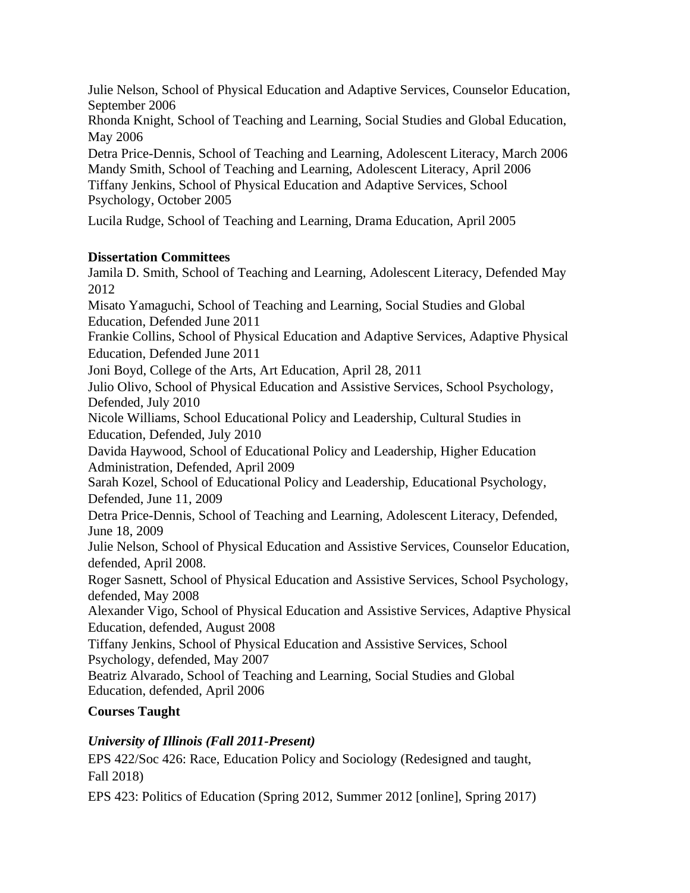Julie Nelson, School of Physical Education and Adaptive Services, Counselor Education, September 2006

Rhonda Knight, School of Teaching and Learning, Social Studies and Global Education, May 2006

Detra Price-Dennis, School of Teaching and Learning, Adolescent Literacy, March 2006

Mandy Smith, School of Teaching and Learning, Adolescent Literacy, April 2006

Tiffany Jenkins, School of Physical Education and Adaptive Services, School Psychology, October 2005

Lucila Rudge, School of Teaching and Learning, Drama Education, April 2005

**Dissertation Committees**

Jamila D. Smith, School of Teaching and Learning, Adolescent Literacy, Defended May 2012

Misato Yamaguchi, School of Teaching and Learning, Social Studies and Global Education, Defended June 2011

Frankie Collins, School of Physical Education and Adaptive Services, Adaptive Physical Education, Defended June 2011

Joni Boyd, College of the Arts, Art Education, April 28, 2011

Julio Olivo, School of Physical Education and Assistive Services, School Psychology, Defended, July 2010

Nicole Williams, School Educational Policy and Leadership, Cultural Studies in Education, Defended, July 2010

Davida Haywood, School of Educational Policy and Leadership, Higher Education Administration, Defended, April 2009

Sarah Kozel, School of Educational Policy and Leadership, Educational Psychology, Defended, June 11, 2009

Detra Price-Dennis, School of Teaching and Learning, Adolescent Literacy, Defended, June 18, 2009

Julie Nelson, School of Physical Education and Assistive Services, Counselor Education, defended, April 2008.

Roger Sasnett, School of Physical Education and Assistive Services, School Psychology, defended, May 2008

Alexander Vigo, School of Physical Education and Assistive Services, Adaptive Physical Education, defended, August 2008

Tiffany Jenkins, School of Physical Education and Assistive Services, School Psychology, defended, May 2007

Beatriz Alvarado, School of Teaching and Learning, Social Studies and Global Education, defended, April 2006

**Courses Taught**

***University of Illinois (Fall 2011-Present)***

EPS 422/Soc 426: Race, Education Policy and Sociology (Redesigned and taught, Fall 2018)

EPS 423: Politics of Education (Spring 2012, Summer 2012 [online], Spring 2017)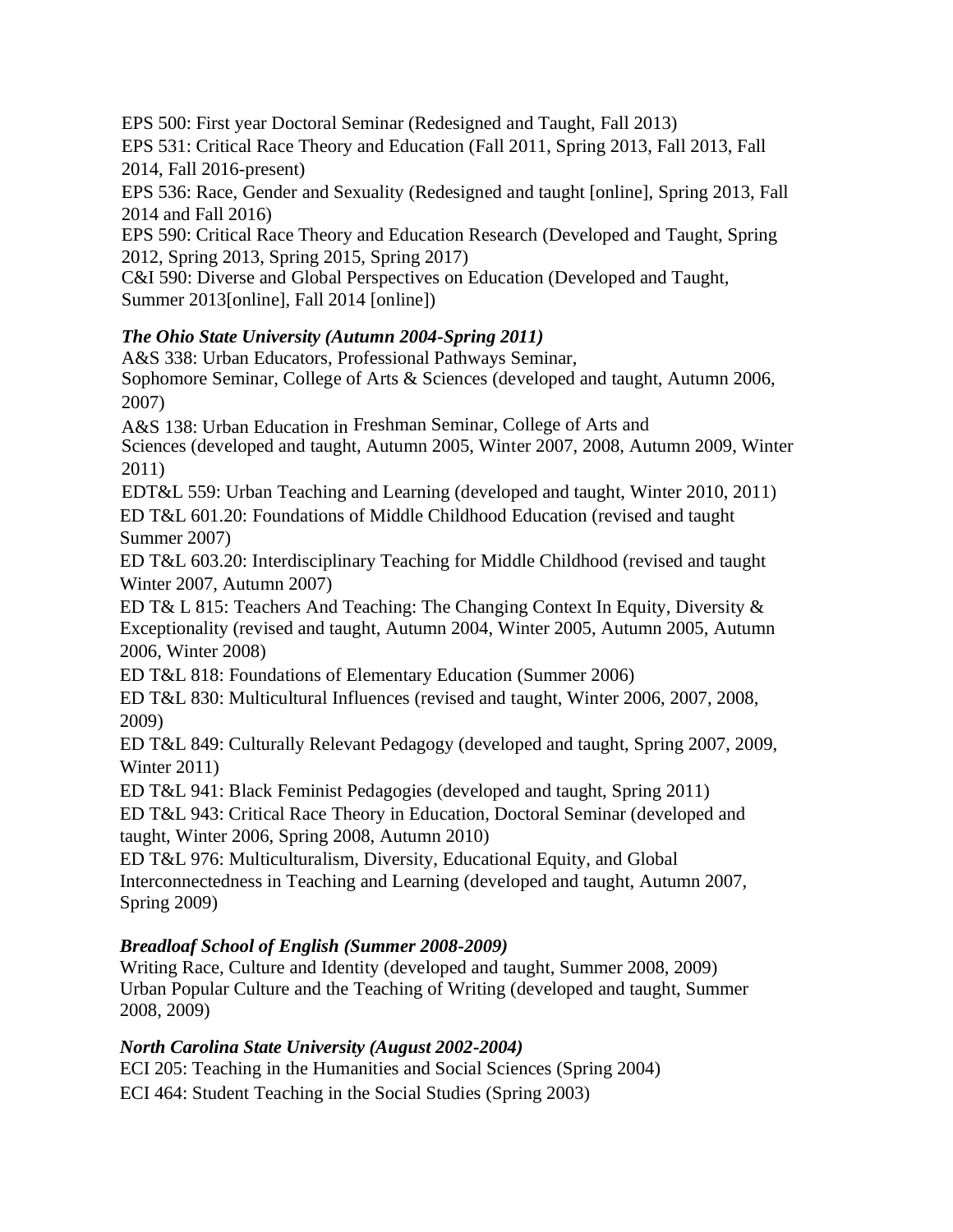EPS 500: First year Doctoral Seminar (Redesigned and Taught, Fall 2013)
EPS 531: Critical Race Theory and Education (Fall 2011, Spring 2013, Fall 2013, Fall 2014, Fall 2016-present)
EPS 536: Race, Gender and Sexuality (Redesigned and taught [online], Spring 2013, Fall 2014 and Fall 2016)
EPS 590: Critical Race Theory and Education Research (Developed and Taught, Spring 2012, Spring 2013, Spring 2015, Spring 2017)
C&I 590: Diverse and Global Perspectives on Education (Developed and Taught, Summer 2013[online], Fall 2014 [online])

***The Ohio State University (Autumn 2004-Spring 2011)***

A&S 338: Urban Educators, Professional Pathways Seminar,
Sophomore Seminar, College of Arts & Sciences (developed and taught, Autumn 2006, 2007)
A&S 138: Urban Education in Freshman Seminar, College of Arts and Sciences (developed and taught, Autumn 2005, Winter 2007, 2008, Autumn 2009, Winter 2011)
EDT&L 559: Urban Teaching and Learning (developed and taught, Winter 2010, 2011)
ED T&L 601.20: Foundations of Middle Childhood Education (revised and taught Summer 2007)
ED T&L 603.20: Interdisciplinary Teaching for Middle Childhood (revised and taught Winter 2007, Autumn 2007)
ED T& L 815: Teachers And Teaching: The Changing Context In Equity, Diversity & Exceptionality (revised and taught, Autumn 2004, Winter 2005, Autumn 2005, Autumn 2006, Winter 2008)
ED T&L 818: Foundations of Elementary Education (Summer 2006)
ED T&L 830: Multicultural Influences (revised and taught, Winter 2006, 2007, 2008, 2009)
ED T&L 849: Culturally Relevant Pedagogy (developed and taught, Spring 2007, 2009, Winter 2011)
ED T&L 941: Black Feminist Pedagogies (developed and taught, Spring 2011)
ED T&L 943: Critical Race Theory in Education, Doctoral Seminar (developed and taught, Winter 2006, Spring 2008, Autumn 2010)
ED T&L 976: Multiculturalism, Diversity, Educational Equity, and Global Interconnectedness in Teaching and Learning (developed and taught, Autumn 2007, Spring 2009)

***Breadloaf School of English (Summer 2008-2009)***

Writing Race, Culture and Identity (developed and taught, Summer 2008, 2009)
Urban Popular Culture and the Teaching of Writing (developed and taught, Summer 2008, 2009)

***North Carolina State University (August 2002-2004)***

ECI 205: Teaching in the Humanities and Social Sciences (Spring 2004)
ECI 464: Student Teaching in the Social Studies (Spring 2003)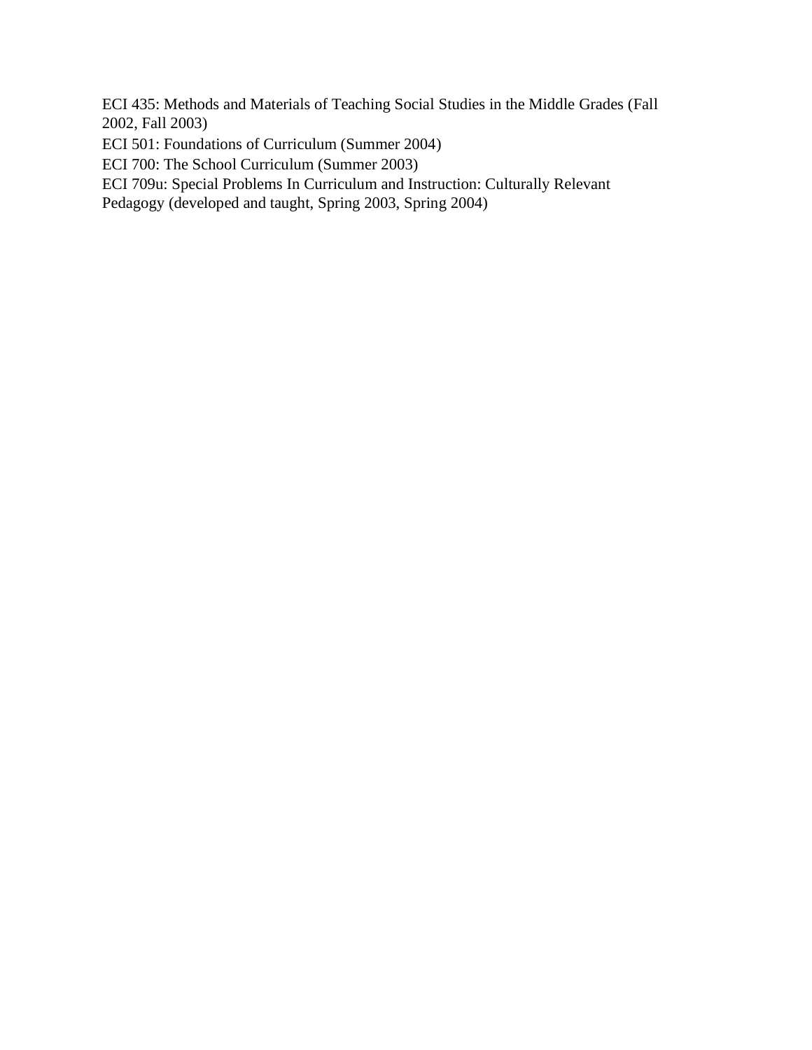ECI 435: Methods and Materials of Teaching Social Studies in the Middle Grades (Fall 2002, Fall 2003)
ECI 501: Foundations of Curriculum (Summer 2004)
ECI 700: The School Curriculum (Summer 2003)
ECI 709u: Special Problems In Curriculum and Instruction: Culturally Relevant Pedagogy (developed and taught, Spring 2003, Spring 2004)